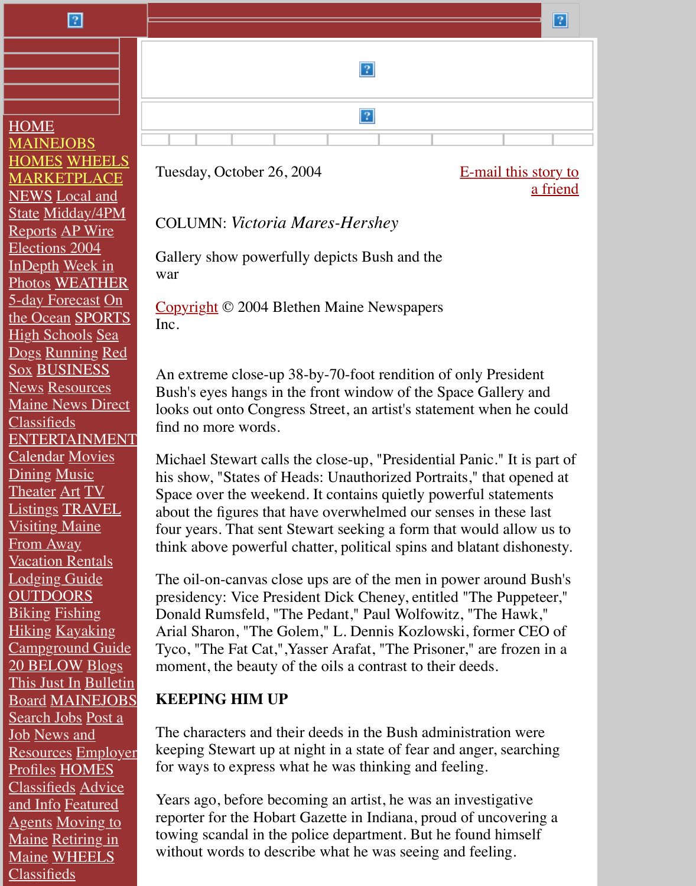Tuesday, October 26, 2004

E-mail this story to a friend

COLUMN: *Victoria Mares-Hershey*

Gallery show powerfully depicts Bush and the war

Copyright © 2004 Blethen Maine Newspapers Inc.

An extreme close-up 38-by-70-foot rendition of only President Bush's eyes hangs in the front window of the Space Gallery and looks out onto Congress Street, an artist's statement when he could find no more words.

Michael Stewart calls the close-up, "Presidential Panic." It is part of his show, "States of Heads: Unauthorized Portraits," that opened at Space over the weekend. It contains quietly powerful statements about the figures that have overwhelmed our senses in these last four years. That sent Stewart seeking a form that would allow us to think above powerful chatter, political spins and blatant dishonesty.

The oil-on-canvas close ups are of the men in power around Bush's presidency: Vice President Dick Cheney, entitled "The Puppeteer," Donald Rumsfeld, "The Pedant," Paul Wolfowitz, "The Hawk," Arial Sharon, "The Golem," L. Dennis Kozlowski, former CEO of Tyco, "The Fat Cat,",Yasser Arafat, "The Prisoner," are frozen in a moment, the beauty of the oils a contrast to their deeds.

**KEEPING HIM UP**

The characters and their deeds in the Bush administration were keeping Stewart up at night in a state of fear and anger, searching for ways to express what he was thinking and feeling.

Years ago, before becoming an artist, he was an investigative reporter for the Hobart Gazette in Indiana, proud of uncovering a towing scandal in the police department. But he found himself without words to describe what he was seeing and feeling.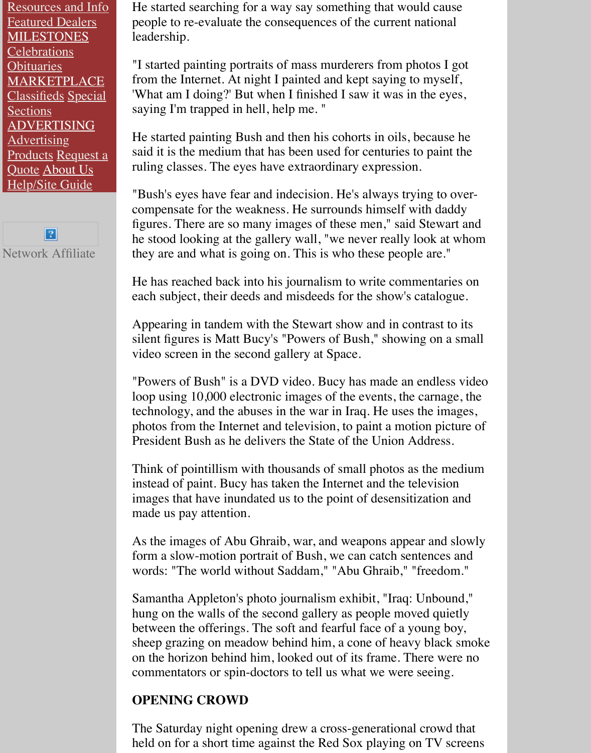He started searching for a way say something that would cause people to re-evaluate the consequences of the current national leadership.

"I started painting portraits of mass murderers from photos I got from the Internet. At night I painted and kept saying to myself, 'What am I doing?' But when I finished I saw it was in the eyes, saying I'm trapped in hell, help me. "

He started painting Bush and then his cohorts in oils, because he said it is the medium that has been used for centuries to paint the ruling classes. The eyes have extraordinary expression.

"Bush's eyes have fear and indecision. He's always trying to over-compensate for the weakness. He surrounds himself with daddy figures. There are so many images of these men," said Stewart and he stood looking at the gallery wall, "we never really look at whom they are and what is going on. This is who these people are."

He has reached back into his journalism to write commentaries on each subject, their deeds and misdeeds for the show's catalogue.

Appearing in tandem with the Stewart show and in contrast to its silent figures is Matt Bucy's "Powers of Bush," showing on a small video screen in the second gallery at Space.

"Powers of Bush" is a DVD video. Bucy has made an endless video loop using 10,000 electronic images of the events, the carnage, the technology, and the abuses in the war in Iraq. He uses the images, photos from the Internet and television, to paint a motion picture of President Bush as he delivers the State of the Union Address.

Think of pointillism with thousands of small photos as the medium instead of paint. Bucy has taken the Internet and the television images that have inundated us to the point of desensitization and made us pay attention.

As the images of Abu Ghraib, war, and weapons appear and slowly form a slow-motion portrait of Bush, we can catch sentences and words: "The world without Saddam," "Abu Ghraib," "freedom."

Samantha Appleton's photo journalism exhibit, "Iraq: Unbound," hung on the walls of the second gallery as people moved quietly between the offerings. The soft and fearful face of a young boy, sheep grazing on meadow behind him, a cone of heavy black smoke on the horizon behind him, looked out of its frame. There were no commentators or spin-doctors to tell us what we were seeing.

**OPENING CROWD**

The Saturday night opening drew a cross-generational crowd that held on for a short time against the Red Sox playing on TV screens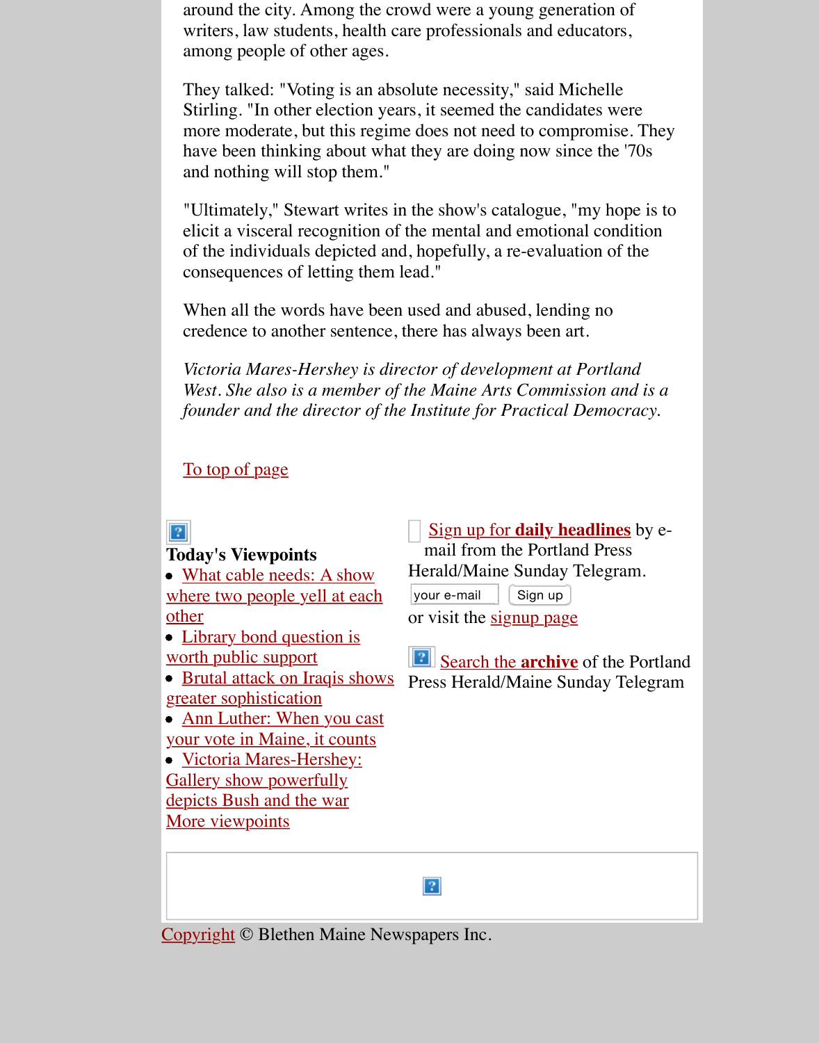around the city. Among the crowd were a young generation of writers, law students, health care professionals and educators, among people of other ages.

They talked: "Voting is an absolute necessity," said Michelle Stirling. "In other election years, it seemed the candidates were more moderate, but this regime does not need to compromise. They have been thinking about what they are doing now since the '70s and nothing will stop them."

"Ultimately," Stewart writes in the show's catalogue, "my hope is to elicit a visceral recognition of the mental and emotional condition of the individuals depicted and, hopefully, a re-evaluation of the consequences of letting them lead."

When all the words have been used and abused, lending no credence to another sentence, there has always been art.

*Victoria Mares-Hershey is director of development at Portland West. She also is a member of the Maine Arts Commission and is a founder and the director of the Institute for Practical Democracy.*

To top of page

**Today's Viewpoints**

- What cable needs: A show where two people yell at each other
- Library bond question is worth public support
- Brutal attack on Iraqis shows greater sophistication
- Ann Luther: When you cast your vote in Maine, it counts
- Victoria Mares-Hershey: Gallery show powerfully depicts Bush and the war

More viewpoints

Sign up for **daily headlines** by e-mail from the Portland Press Herald/Maine Sunday Telegram.

your e-mail | Sign up

or visit the signup page

Search the **archive** of the Portland Press Herald/Maine Sunday Telegram

Copyright © Blethen Maine Newspapers Inc.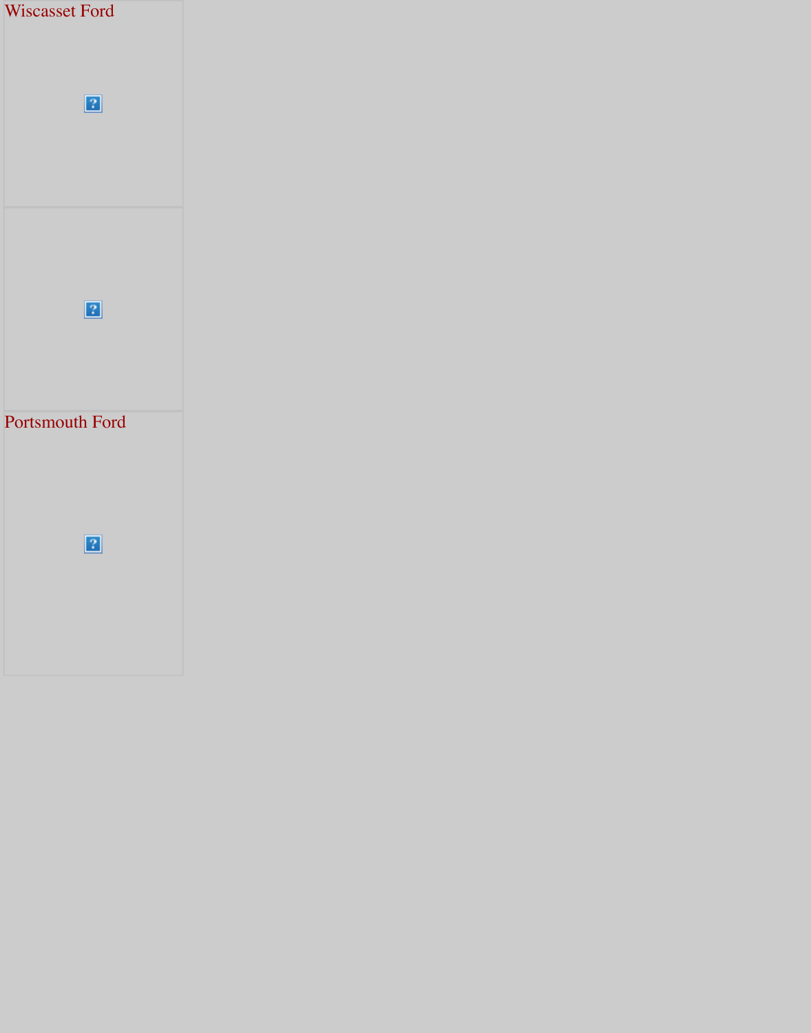Wiscasset Ford

Portsmouth Ford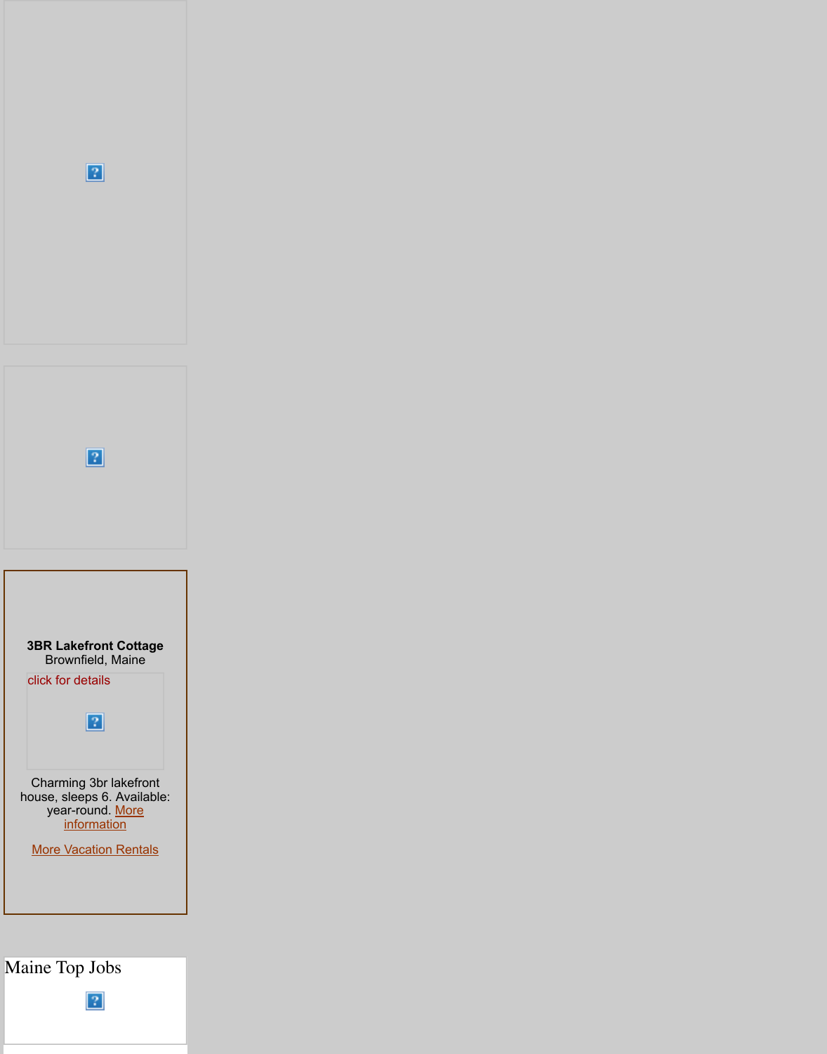**3BR Lakefront Cottage**
Brownfield, Maine

click for details

Charming 3br lakefront house, sleeps 6. Available: year-round. More information

More Vacation Rentals

Maine Top Jobs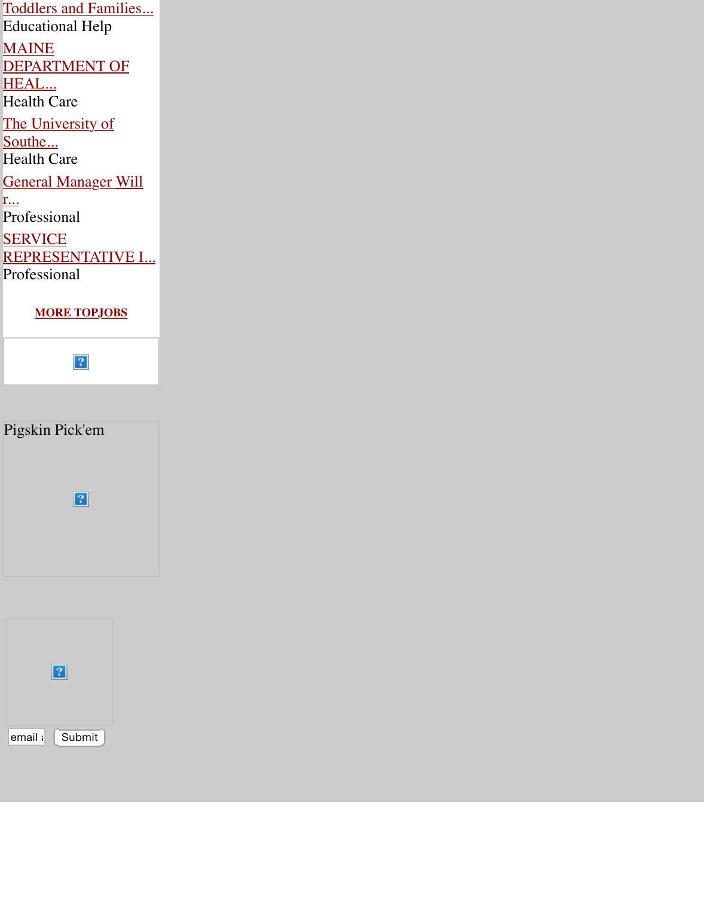Toddlers and Families...
Educational Help

MAINE DEPARTMENT OF HEAL...
Health Care

The University of Southe...
Health Care

General Manager Will r...
Professional

SERVICE REPRESENTATIVE I...
Professional

**MORE TOPJOBS**

Pigskin Pick'em

email a Submit